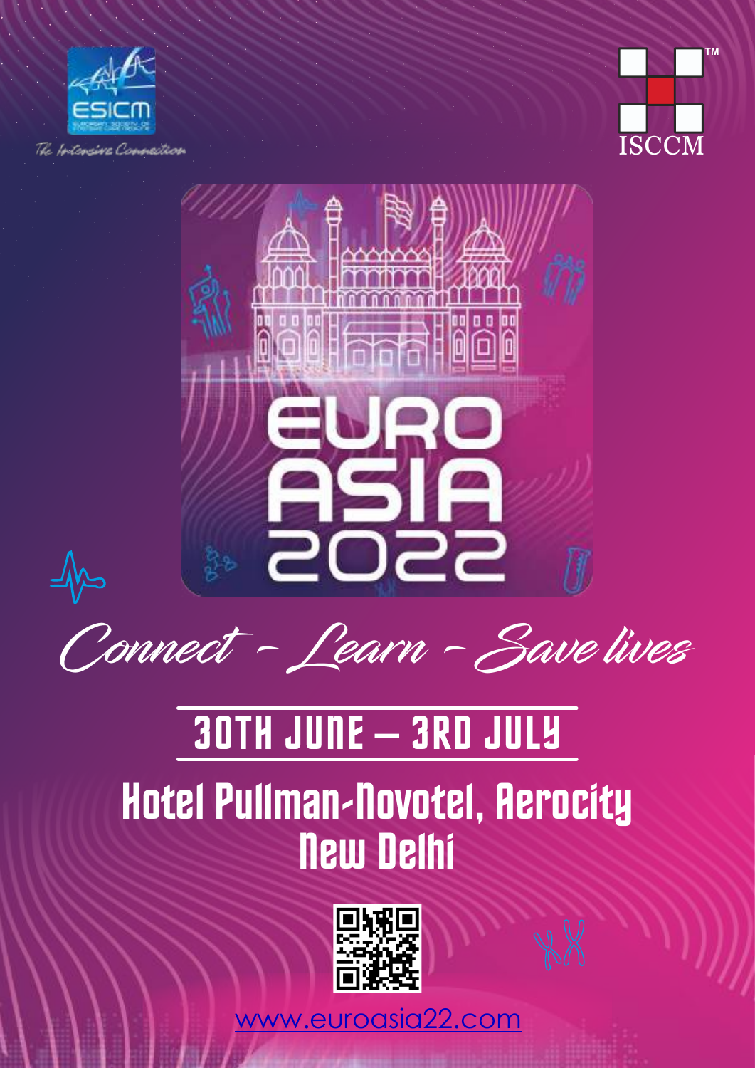ESICM

The Intensive Connection

ISCCM

# EURO ASIA 2022

*Connect - Learn - Save lives*

## 30TH JUNE – 3RD JULY

## Hotel Pullman-Novotel, Aerocity New Delhi

www.euroasia22.com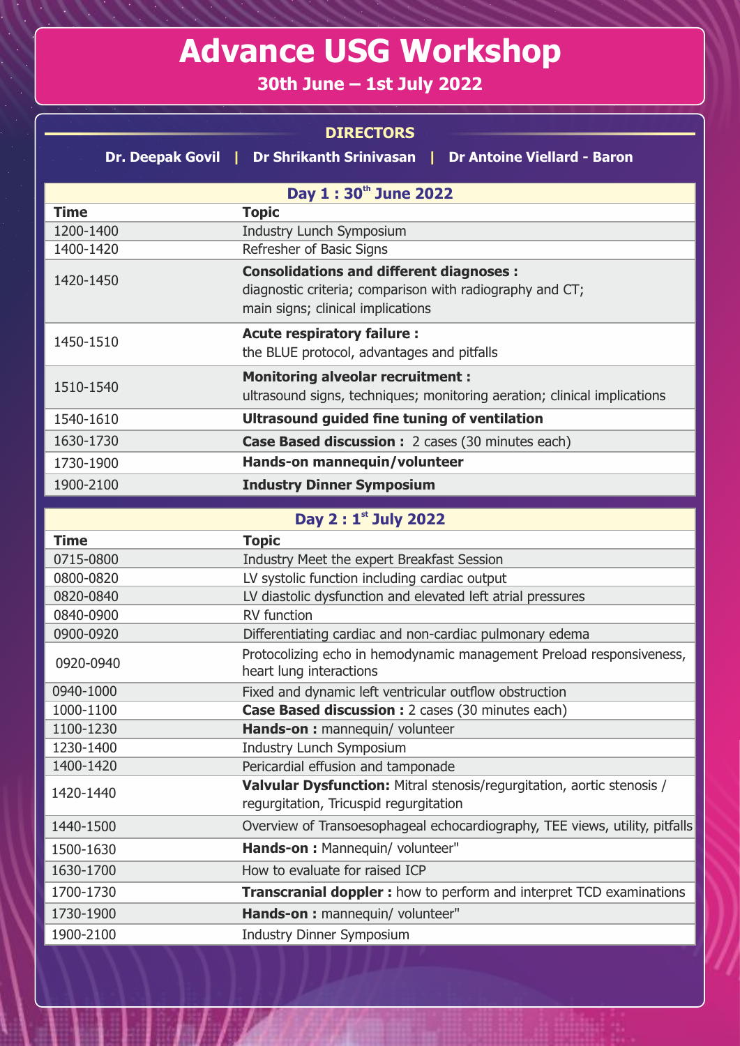# Advance USG Workshop

**30th June – 1st July 2022**

## DIRECTORS

**Dr. Deepak Govil | Dr Shrikanth Srinivasan | Dr Antoine Viellard - Baron**

### Day 1 : 30th June 2022

| Time | Topic |
|---|---|
| 1200-1400 | Industry Lunch Symposium |
| 1400-1420 | Refresher of Basic Signs |
| 1420-1450 | **Consolidations and different diagnoses :** diagnostic criteria; comparison with radiography and CT; main signs; clinical implications |
| 1450-1510 | **Acute respiratory failure :** the BLUE protocol, advantages and pitfalls |
| 1510-1540 | **Monitoring alveolar recruitment :** ultrasound signs, techniques; monitoring aeration; clinical implications |
| 1540-1610 | **Ultrasound guided fine tuning of ventilation** |
| 1630-1730 | **Case Based discussion :** 2 cases (30 minutes each) |
| 1730-1900 | **Hands-on mannequin/volunteer** |
| 1900-2100 | **Industry Dinner Symposium** |

### Day 2 : 1st July 2022

| Time | Topic |
|---|---|
| 0715-0800 | Industry Meet the expert Breakfast Session |
| 0800-0820 | LV systolic function including cardiac output |
| 0820-0840 | LV diastolic dysfunction and elevated left atrial pressures |
| 0840-0900 | RV function |
| 0900-0920 | Differentiating cardiac and non-cardiac pulmonary edema |
| 0920-0940 | Protocolizing echo in hemodynamic management Preload responsiveness, heart lung interactions |
| 0940-1000 | Fixed and dynamic left ventricular outflow obstruction |
| 1000-1100 | **Case Based discussion :** 2 cases (30 minutes each) |
| 1100-1230 | **Hands-on :** mannequin/ volunteer |
| 1230-1400 | Industry Lunch Symposium |
| 1400-1420 | Pericardial effusion and tamponade |
| 1420-1440 | **Valvular Dysfunction:** Mitral stenosis/regurgitation, aortic stenosis / regurgitation, Tricuspid regurgitation |
| 1440-1500 | Overview of Transoesophageal echocardiography, TEE views, utility, pitfalls |
| 1500-1630 | **Hands-on :** Mannequin/ volunteer" |
| 1630-1700 | How to evaluate for raised ICP |
| 1700-1730 | **Transcranial doppler :** how to perform and interpret TCD examinations |
| 1730-1900 | **Hands-on :** mannequin/ volunteer" |
| 1900-2100 | Industry Dinner Symposium |